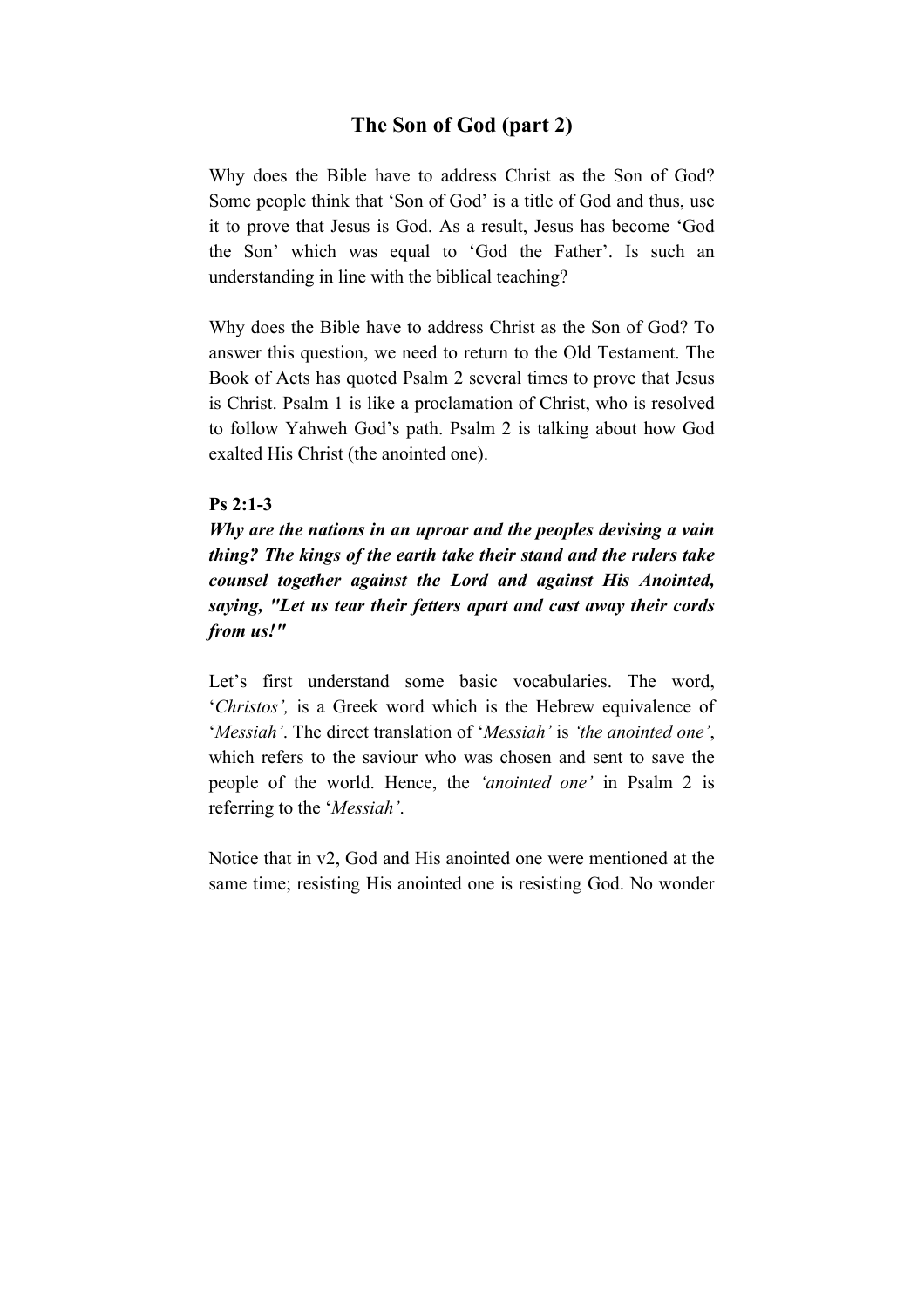# The Son of God (part 2)

Why does the Bible have to address Christ as the Son of God? Some people think that 'Son of God' is a title of God and thus, use it to prove that Jesus is God. As a result, Jesus has become 'God the Son' which was equal to 'God the Father'. Is such an understanding in line with the biblical teaching?

Why does the Bible have to address Christ as the Son of God? To answer this question, we need to return to the Old Testament. The Book of Acts has quoted Psalm 2 several times to prove that Jesus is Christ. Psalm 1 is like a proclamation of Christ, who is resolved to follow Yahweh God's path. Psalm 2 is talking about how God exalted His Christ (the anointed one).

**Ps 2:1-3**

***Why are the nations in an uproar and the peoples devising a vain thing? The kings of the earth take their stand and the rulers take counsel together against the Lord and against His Anointed, saying, "Let us tear their fetters apart and cast away their cords from us!"***

Let's first understand some basic vocabularies. The word, '*Christos',* is a Greek word which is the Hebrew equivalence of '*Messiah'*. The direct translation of '*Messiah'* is *'the anointed one'*, which refers to the saviour who was chosen and sent to save the people of the world. Hence, the *'anointed one'* in Psalm 2 is referring to the '*Messiah'*.

Notice that in v2, God and His anointed one were mentioned at the same time; resisting His anointed one is resisting God. No wonder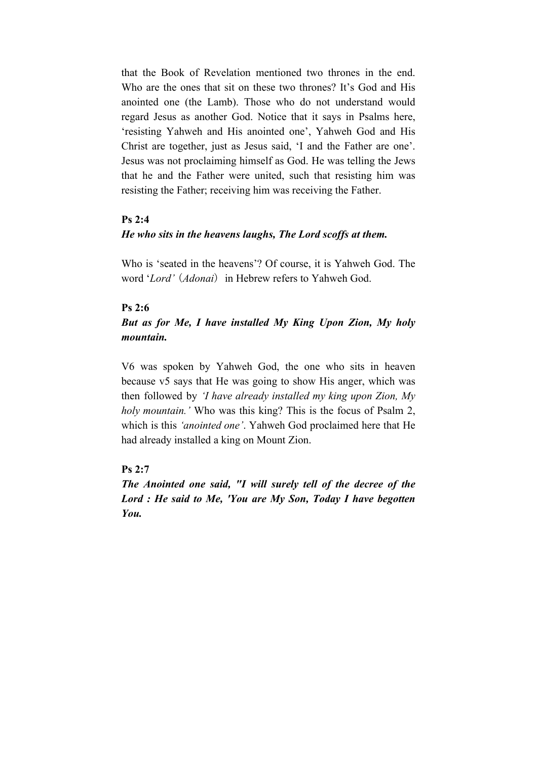that the Book of Revelation mentioned two thrones in the end. Who are the ones that sit on these two thrones? It's God and His anointed one (the Lamb). Those who do not understand would regard Jesus as another God. Notice that it says in Psalms here, 'resisting Yahweh and His anointed one', Yahweh God and His Christ are together, just as Jesus said, 'I and the Father are one'. Jesus was not proclaiming himself as God. He was telling the Jews that he and the Father were united, such that resisting him was resisting the Father; receiving him was receiving the Father.

**Ps 2:4**

***He who sits in the heavens laughs, The Lord scoffs at them.***

Who is 'seated in the heavens'? Of course, it is Yahweh God. The word '*Lord'*（*Adonai*） in Hebrew refers to Yahweh God.

**Ps 2:6**

***But as for Me, I have installed My King Upon Zion, My holy mountain.***

V6 was spoken by Yahweh God, the one who sits in heaven because v5 says that He was going to show His anger, which was then followed by *'I have already installed my king upon Zion, My holy mountain.'* Who was this king? This is the focus of Psalm 2, which is this *'anointed one'*. Yahweh God proclaimed here that He had already installed a king on Mount Zion.

**Ps 2:7**

***The Anointed one said, "I will surely tell of the decree of the Lord : He said to Me, 'You are My Son, Today I have begotten You.***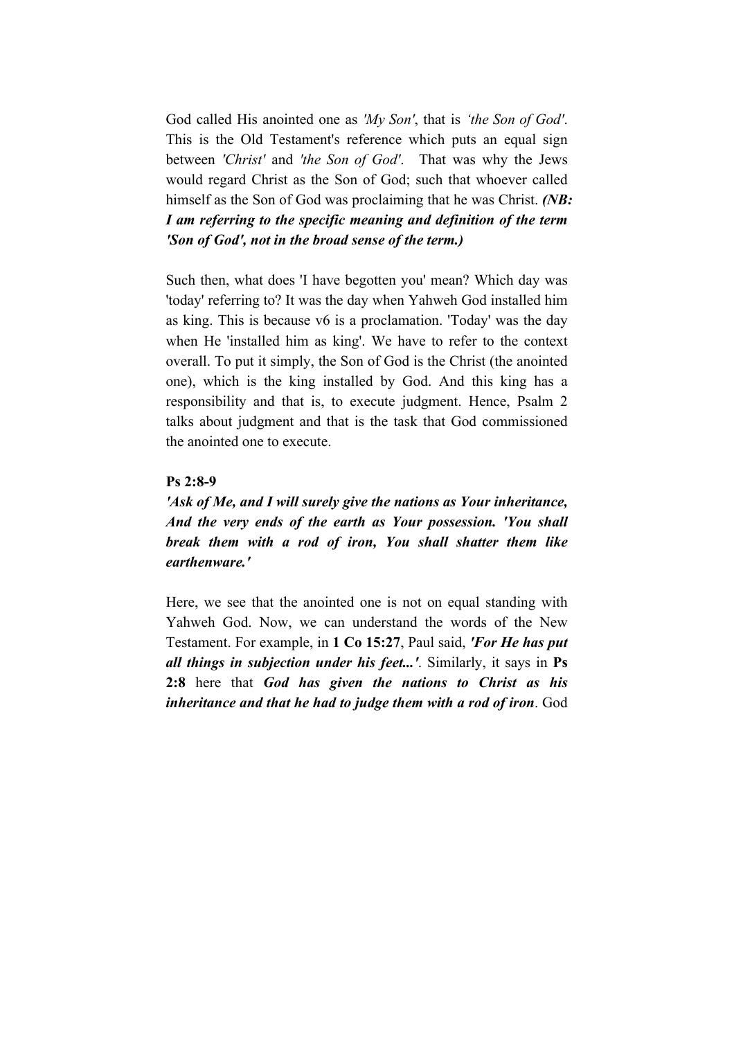God called His anointed one as *'My Son'*, that is *'the Son of God'*. This is the Old Testament's reference which puts an equal sign between *'Christ'* and *'the Son of God'*. That was why the Jews would regard Christ as the Son of God; such that whoever called himself as the Son of God was proclaiming that he was Christ. ***(NB: I am referring to the specific meaning and definition of the term 'Son of God', not in the broad sense of the term.)***

Such then, what does 'I have begotten you' mean? Which day was 'today' referring to? It was the day when Yahweh God installed him as king. This is because v6 is a proclamation. 'Today' was the day when He 'installed him as king'. We have to refer to the context overall. To put it simply, the Son of God is the Christ (the anointed one), which is the king installed by God. And this king has a responsibility and that is, to execute judgment. Hence, Psalm 2 talks about judgment and that is the task that God commissioned the anointed one to execute.

**Ps 2:8-9**

***'Ask of Me, and I will surely give the nations as Your inheritance, And the very ends of the earth as Your possession. 'You shall break them with a rod of iron, You shall shatter them like earthenware.'***

Here, we see that the anointed one is not on equal standing with Yahweh God. Now, we can understand the words of the New Testament. For example, in **1 Co 15:27**, Paul said, ***'For He has put all things in subjection under his feet...'***. Similarly, it says in **Ps 2:8** here that ***God has given the nations to Christ as his inheritance and that he had to judge them with a rod of iron***. God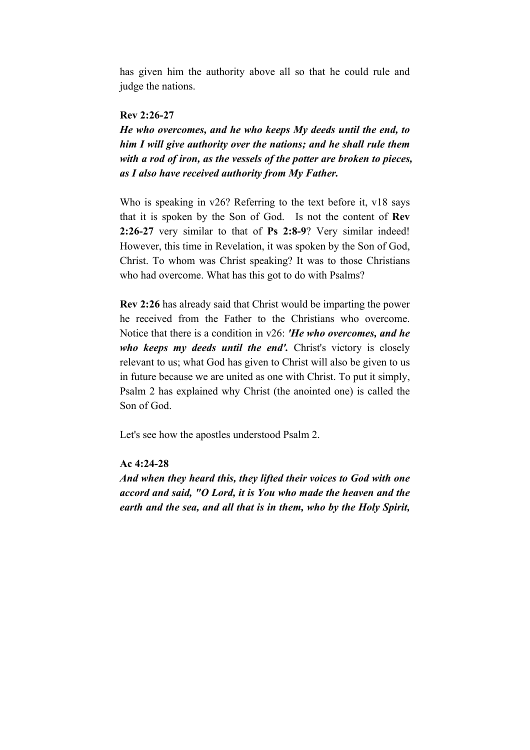has given him the authority above all so that he could rule and judge the nations.

**Rev 2:26-27**

***He who overcomes, and he who keeps My deeds until the end, to him I will give authority over the nations; and he shall rule them with a rod of iron, as the vessels of the potter are broken to pieces, as I also have received authority from My Father.***

Who is speaking in v26? Referring to the text before it, v18 says that it is spoken by the Son of God. Is not the content of **Rev 2:26-27** very similar to that of **Ps 2:8-9**? Very similar indeed! However, this time in Revelation, it was spoken by the Son of God, Christ. To whom was Christ speaking? It was to those Christians who had overcome. What has this got to do with Psalms?

**Rev 2:26** has already said that Christ would be imparting the power he received from the Father to the Christians who overcome. Notice that there is a condition in v26: ***'He who overcomes, and he who keeps my deeds until the end'.*** Christ's victory is closely relevant to us; what God has given to Christ will also be given to us in future because we are united as one with Christ. To put it simply, Psalm 2 has explained why Christ (the anointed one) is called the Son of God.

Let's see how the apostles understood Psalm 2.

**Ac 4:24-28**

***And when they heard this, they lifted their voices to God with one accord and said, "O Lord, it is You who made the heaven and the earth and the sea, and all that is in them, who by the Holy Spirit,***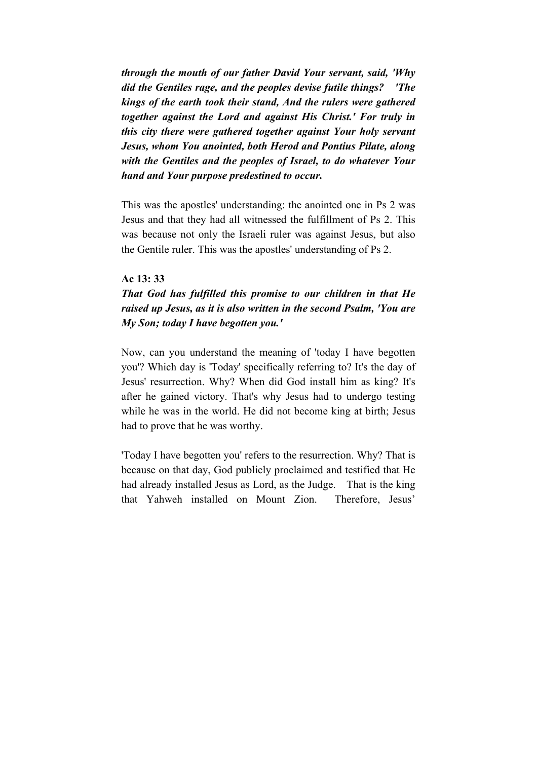***through the mouth of our father David Your servant, said, 'Why did the Gentiles rage, and the peoples devise futile things? 'The kings of the earth took their stand, And the rulers were gathered together against the Lord and against His Christ.' For truly in this city there were gathered together against Your holy servant Jesus, whom You anointed, both Herod and Pontius Pilate, along with the Gentiles and the peoples of Israel, to do whatever Your hand and Your purpose predestined to occur.***

This was the apostles' understanding: the anointed one in Ps 2 was Jesus and that they had all witnessed the fulfillment of Ps 2. This was because not only the Israeli ruler was against Jesus, but also the Gentile ruler. This was the apostles' understanding of Ps 2.

**Ac 13: 33**

***That God has fulfilled this promise to our children in that He raised up Jesus, as it is also written in the second Psalm, 'You are My Son; today I have begotten you.'***

Now, can you understand the meaning of 'today I have begotten you'? Which day is 'Today' specifically referring to? It's the day of Jesus' resurrection. Why? When did God install him as king? It's after he gained victory. That's why Jesus had to undergo testing while he was in the world. He did not become king at birth; Jesus had to prove that he was worthy.

'Today I have begotten you' refers to the resurrection. Why? That is because on that day, God publicly proclaimed and testified that He had already installed Jesus as Lord, as the Judge. That is the king that Yahweh installed on Mount Zion. Therefore, Jesus'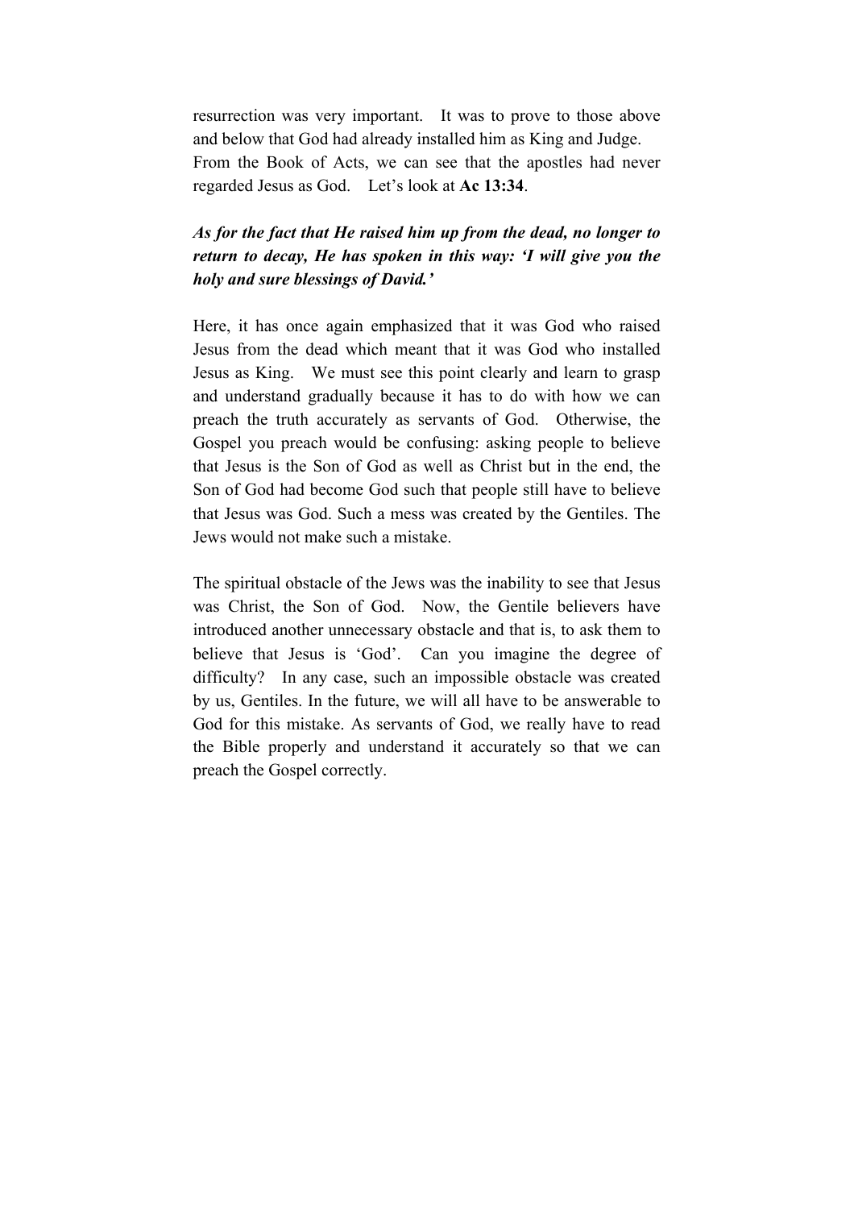resurrection was very important. It was to prove to those above and below that God had already installed him as King and Judge. From the Book of Acts, we can see that the apostles had never regarded Jesus as God. Let's look at **Ac 13:34**.

***As for the fact that He raised him up from the dead, no longer to return to decay, He has spoken in this way: 'I will give you the holy and sure blessings of David.'***

Here, it has once again emphasized that it was God who raised Jesus from the dead which meant that it was God who installed Jesus as King. We must see this point clearly and learn to grasp and understand gradually because it has to do with how we can preach the truth accurately as servants of God. Otherwise, the Gospel you preach would be confusing: asking people to believe that Jesus is the Son of God as well as Christ but in the end, the Son of God had become God such that people still have to believe that Jesus was God. Such a mess was created by the Gentiles. The Jews would not make such a mistake.

The spiritual obstacle of the Jews was the inability to see that Jesus was Christ, the Son of God. Now, the Gentile believers have introduced another unnecessary obstacle and that is, to ask them to believe that Jesus is 'God'. Can you imagine the degree of difficulty? In any case, such an impossible obstacle was created by us, Gentiles. In the future, we will all have to be answerable to God for this mistake. As servants of God, we really have to read the Bible properly and understand it accurately so that we can preach the Gospel correctly.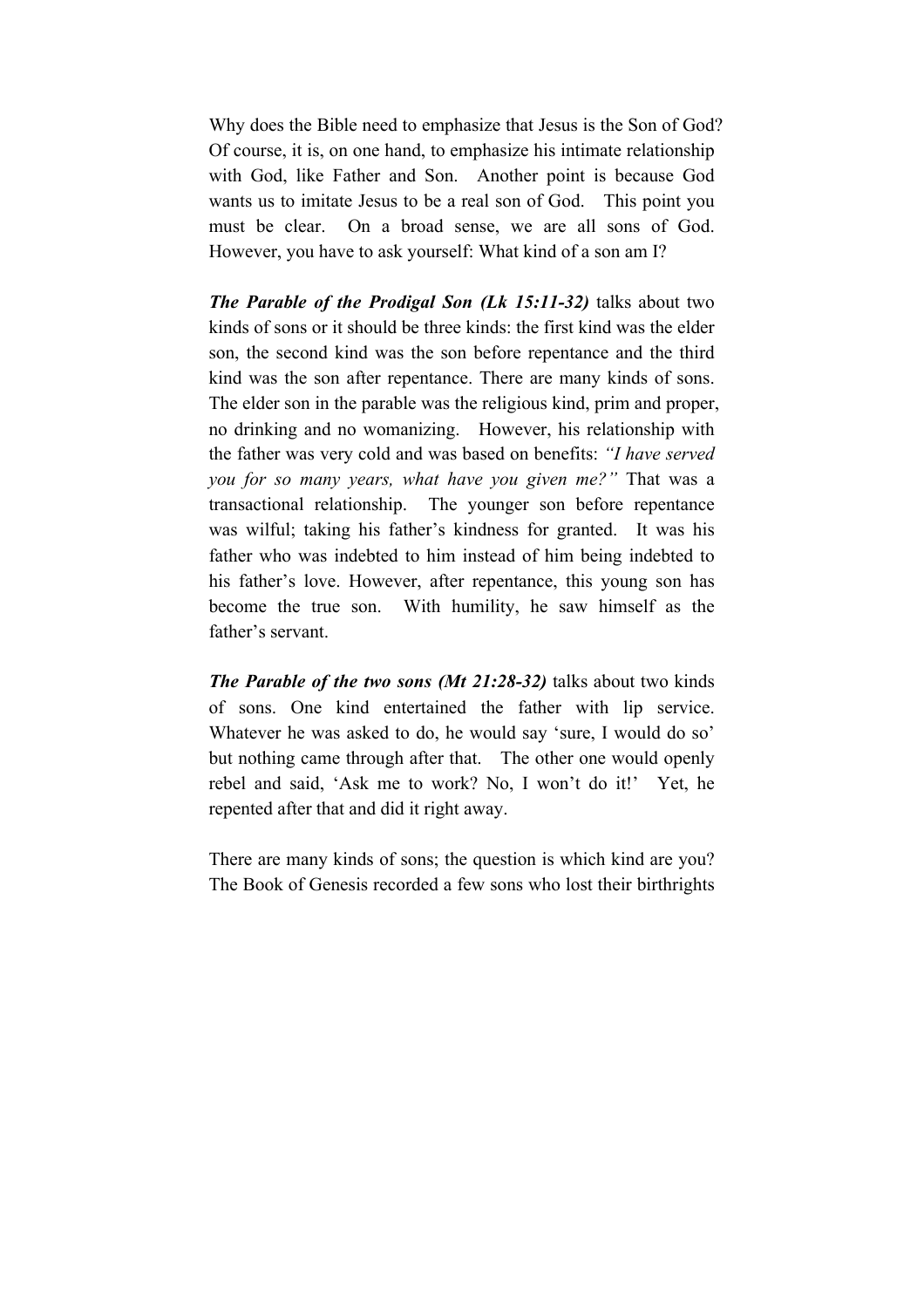Why does the Bible need to emphasize that Jesus is the Son of God? Of course, it is, on one hand, to emphasize his intimate relationship with God, like Father and Son. Another point is because God wants us to imitate Jesus to be a real son of God. This point you must be clear. On a broad sense, we are all sons of God. However, you have to ask yourself: What kind of a son am I?

***The Parable of the Prodigal Son (Lk 15:11-32)*** talks about two kinds of sons or it should be three kinds: the first kind was the elder son, the second kind was the son before repentance and the third kind was the son after repentance. There are many kinds of sons. The elder son in the parable was the religious kind, prim and proper, no drinking and no womanizing. However, his relationship with the father was very cold and was based on benefits: *"I have served you for so many years, what have you given me?"* That was a transactional relationship. The younger son before repentance was wilful; taking his father's kindness for granted. It was his father who was indebted to him instead of him being indebted to his father's love. However, after repentance, this young son has become the true son. With humility, he saw himself as the father's servant.

***The Parable of the two sons (Mt 21:28-32)*** talks about two kinds of sons. One kind entertained the father with lip service. Whatever he was asked to do, he would say 'sure, I would do so' but nothing came through after that. The other one would openly rebel and said, 'Ask me to work? No, I won't do it!' Yet, he repented after that and did it right away.

There are many kinds of sons; the question is which kind are you? The Book of Genesis recorded a few sons who lost their birthrights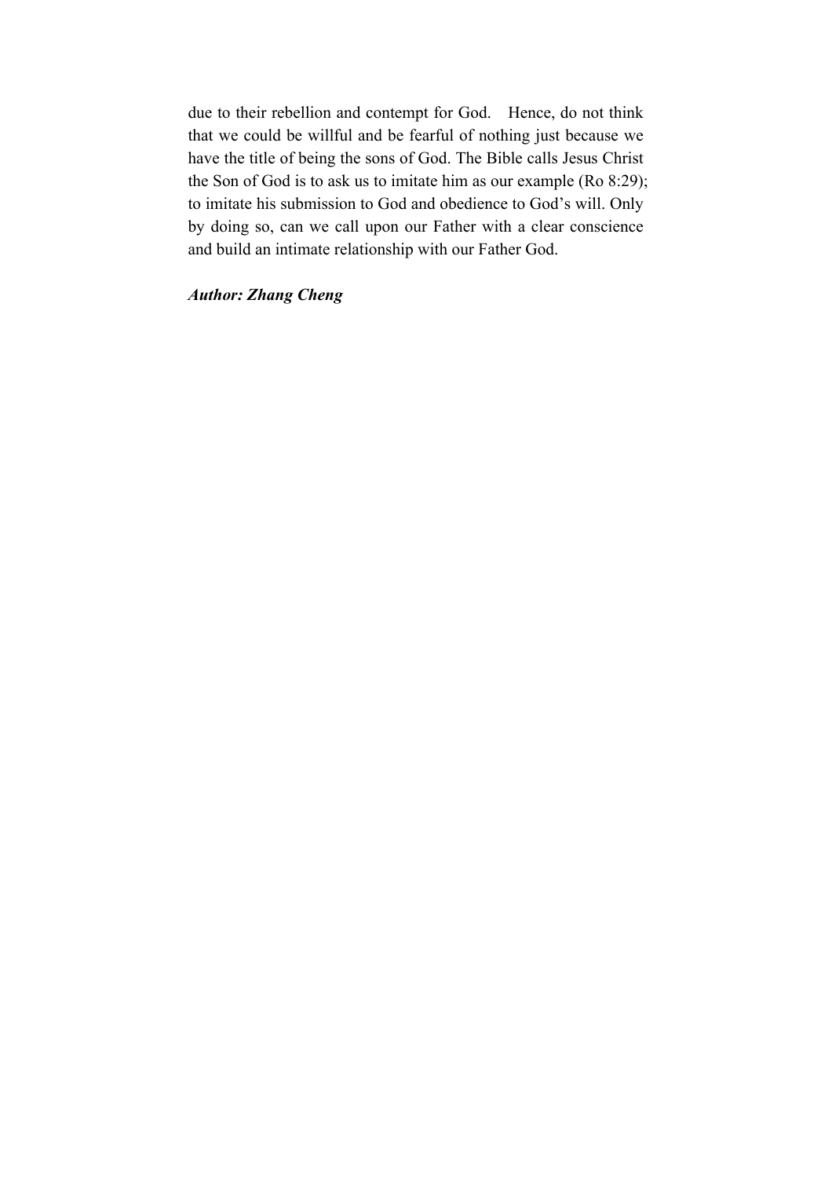due to their rebellion and contempt for God. Hence, do not think that we could be willful and be fearful of nothing just because we have the title of being the sons of God. The Bible calls Jesus Christ the Son of God is to ask us to imitate him as our example (Ro 8:29); to imitate his submission to God and obedience to God's will. Only by doing so, can we call upon our Father with a clear conscience and build an intimate relationship with our Father God.

***Author: Zhang Cheng***